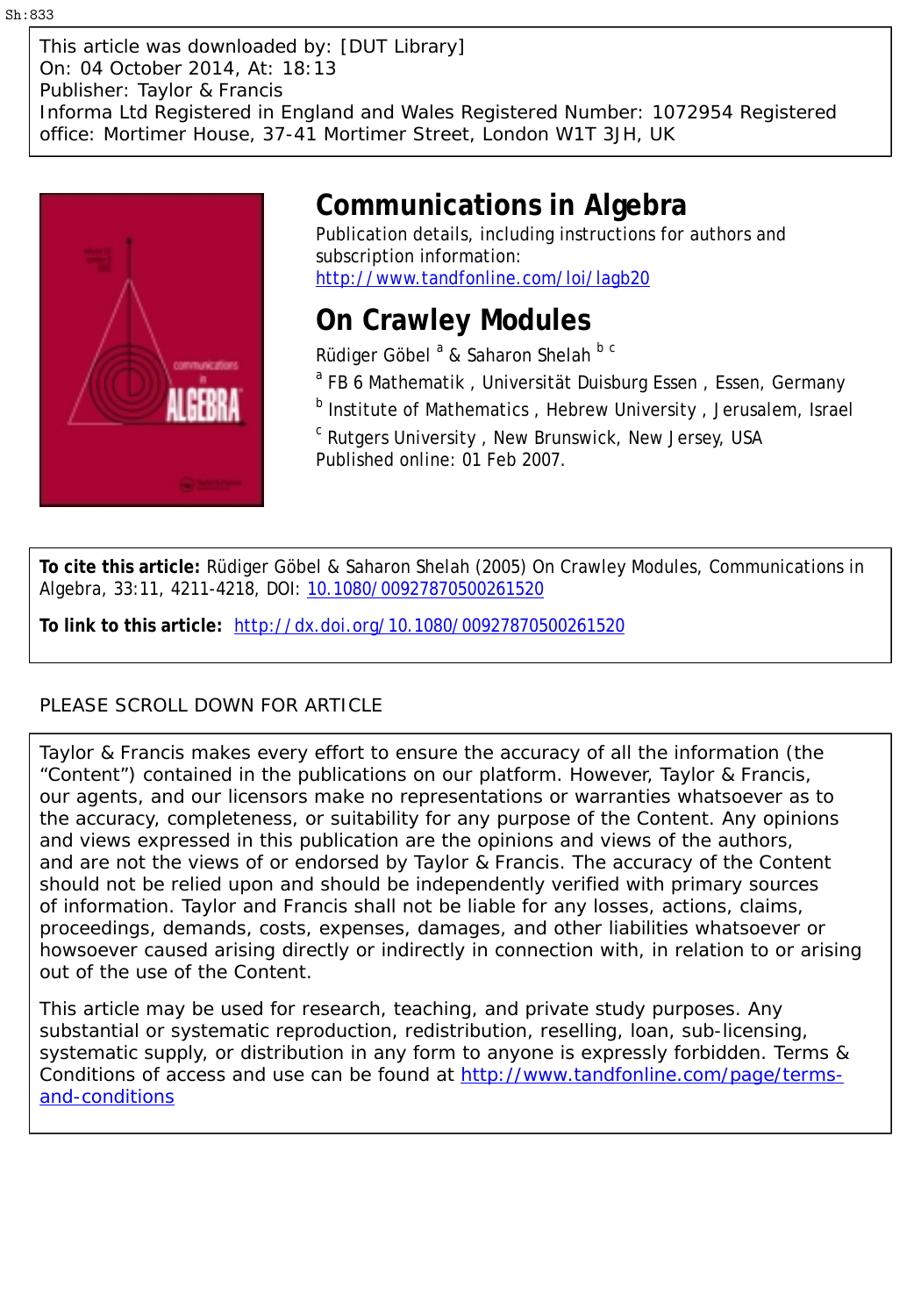Sh:833

This article was downloaded by: [DUT Library]
On: 04 October 2014, At: 18:13
Publisher: Taylor & Francis
Informa Ltd Registered in England and Wales Registered Number: 1072954 Registered office: Mortimer House, 37-41 Mortimer Street, London W1T 3JH, UK

# Communications in Algebra

Publication details, including instructions for authors and subscription information:
http://www.tandfonline.com/loi/lagb20

## On Crawley Modules

Rüdiger Göbel [a] & Saharon Shelah [b c]

[a] FB 6 Mathematik , Universität Duisburg Essen , Essen, Germany

[b] Institute of Mathematics , Hebrew University , Jerusalem, Israel

[c] Rutgers University , New Brunswick, New Jersey, USA

Published online: 01 Feb 2007.

**To cite this article:** Rüdiger Göbel & Saharon Shelah (2005) On Crawley Modules, Communications in Algebra, 33:11, 4211-4218, DOI: 10.1080/00927870500261520

**To link to this article:** http://dx.doi.org/10.1080/00927870500261520

PLEASE SCROLL DOWN FOR ARTICLE

Taylor & Francis makes every effort to ensure the accuracy of all the information (the "Content") contained in the publications on our platform. However, Taylor & Francis, our agents, and our licensors make no representations or warranties whatsoever as to the accuracy, completeness, or suitability for any purpose of the Content. Any opinions and views expressed in this publication are the opinions and views of the authors, and are not the views of or endorsed by Taylor & Francis. The accuracy of the Content should not be relied upon and should be independently verified with primary sources of information. Taylor and Francis shall not be liable for any losses, actions, claims, proceedings, demands, costs, expenses, damages, and other liabilities whatsoever or howsoever caused arising directly or indirectly in connection with, in relation to or arising out of the use of the Content.

This article may be used for research, teaching, and private study purposes. Any substantial or systematic reproduction, redistribution, reselling, loan, sub-licensing, systematic supply, or distribution in any form to anyone is expressly forbidden. Terms & Conditions of access and use can be found at http://www.tandfonline.com/page/terms-and-conditions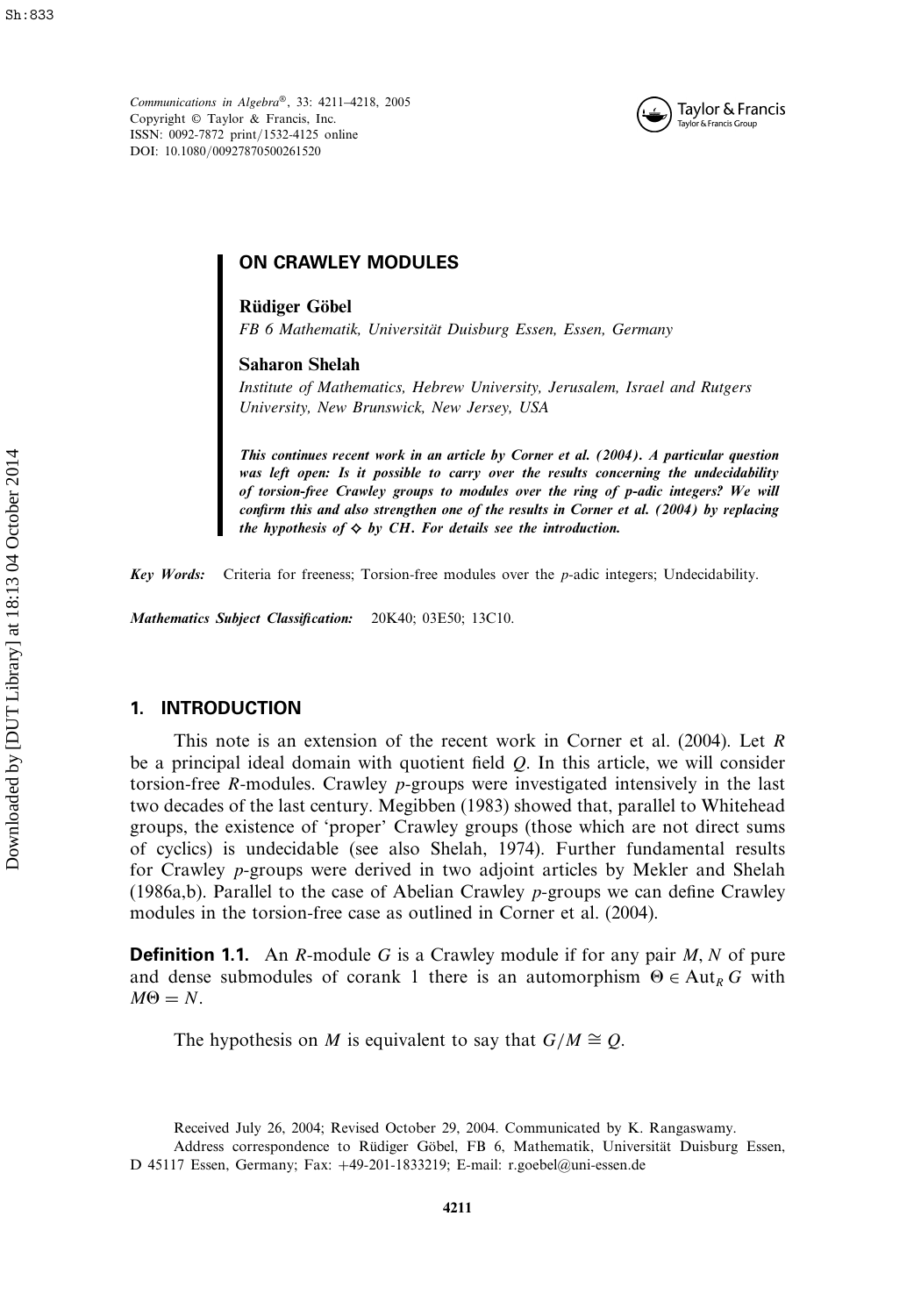Communications in Algebra®, 33: 4211–4218, 2005
Copyright © Taylor & Francis, Inc.
ISSN: 0092-7872 print/1532-4125 online
DOI: 10.1080/00927870500261520

# ON CRAWLEY MODULES

**Rüdiger Göbel**
*FB 6 Mathematik, Universität Duisburg Essen, Essen, Germany*

**Saharon Shelah**
*Institute of Mathematics, Hebrew University, Jerusalem, Israel and Rutgers University, New Brunswick, New Jersey, USA*

***This continues recent work in an article by Corner et al. (2004). A particular question was left open: Is it possible to carry over the results concerning the undecidability of torsion-free Crawley groups to modules over the ring of p-adic integers? We will confirm this and also strengthen one of the results in Corner et al. (2004) by replacing the hypothesis of $\diamond$ by CH. For details see the introduction.***

***Key Words:*** Criteria for freeness; Torsion-free modules over the *p*-adic integers; Undecidability.

***Mathematics Subject Classification:*** 20K40; 03E50; 13C10.

## 1. INTRODUCTION

This note is an extension of the recent work in Corner et al. (2004). Let $R$ be a principal ideal domain with quotient field $Q$. In this article, we will consider torsion-free $R$-modules. Crawley $p$-groups were investigated intensively in the last two decades of the last century. Megibben (1983) showed that, parallel to Whitehead groups, the existence of 'proper' Crawley groups (those which are not direct sums of cyclics) is undecidable (see also Shelah, 1974). Further fundamental results for Crawley $p$-groups were derived in two adjoint articles by Mekler and Shelah (1986a,b). Parallel to the case of Abelian Crawley $p$-groups we can define Crawley modules in the torsion-free case as outlined in Corner et al. (2004).

**Definition 1.1.** An $R$-module $G$ is a Crawley module if for any pair $M, N$ of pure and dense submodules of corank 1 there is an automorphism $\Theta \in \mathrm{Aut}_R\, G$ with $M\Theta = N$.

The hypothesis on $M$ is equivalent to say that $G/M \cong Q$.

Received July 26, 2004; Revised October 29, 2004. Communicated by K. Rangaswamy.
Address correspondence to Rüdiger Göbel, FB 6, Mathematik, Universität Duisburg Essen, D 45117 Essen, Germany; Fax: +49-201-1833219; E-mail: r.goebel@uni-essen.de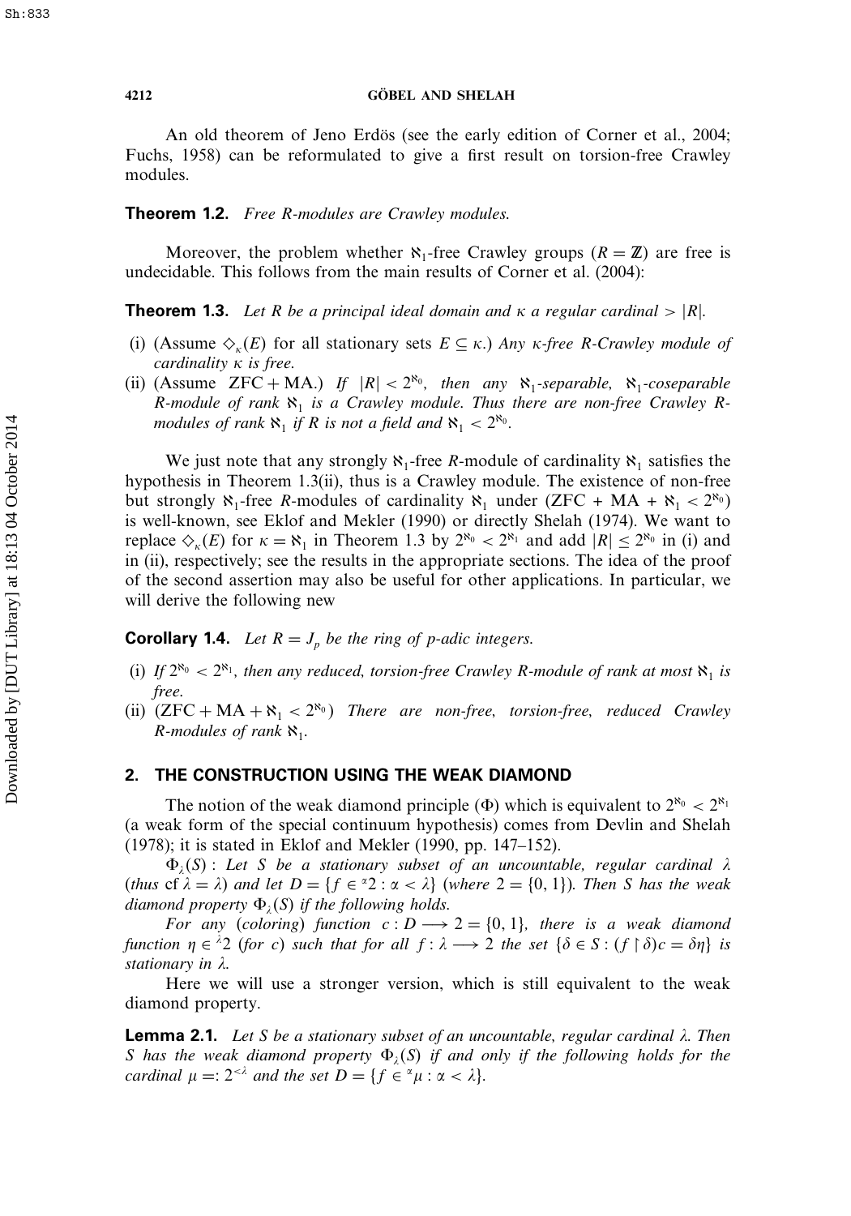An old theorem of Jeno Erdös (see the early edition of Corner et al., 2004; Fuchs, 1958) can be reformulated to give a first result on torsion-free Crawley modules.

**Theorem 1.2.** *Free R-modules are Crawley modules.*

Moreover, the problem whether $\aleph_1$-free Crawley groups ($R = \mathbb{Z}$) are free is undecidable. This follows from the main results of Corner et al. (2004):

**Theorem 1.3.** *Let R be a principal ideal domain and $\kappa$ a regular cardinal $> |R|$.*

- (i) (Assume $\diamondsuit_\kappa(E)$ for all stationary sets $E \subseteq \kappa$.) *Any $\kappa$-free R-Crawley module of cardinality $\kappa$ is free.*
- (ii) (Assume $\mathrm{ZFC} + \mathrm{MA}$.) *If $|R| < 2^{\aleph_0}$, then any $\aleph_1$-separable, $\aleph_1$-coseparable R-module of rank $\aleph_1$ is a Crawley module. Thus there are non-free Crawley R-modules of rank $\aleph_1$ if R is not a field and $\aleph_1 < 2^{\aleph_0}$.*

We just note that any strongly $\aleph_1$-free $R$-module of cardinality $\aleph_1$ satisfies the hypothesis in Theorem 1.3(ii), thus is a Crawley module. The existence of non-free but strongly $\aleph_1$-free $R$-modules of cardinality $\aleph_1$ under ($\mathrm{ZFC} + \mathrm{MA} + \aleph_1 < 2^{\aleph_0}$) is well-known, see Eklof and Mekler (1990) or directly Shelah (1974). We want to replace $\diamondsuit_\kappa(E)$ for $\kappa = \aleph_1$ in Theorem 1.3 by $2^{\aleph_0} < 2^{\aleph_1}$ and add $|R| \leq 2^{\aleph_0}$ in (i) and in (ii), respectively; see the results in the appropriate sections. The idea of the proof of the second assertion may also be useful for other applications. In particular, we will derive the following new

**Corollary 1.4.** *Let $R = J_p$ be the ring of p-adic integers.*

- (i) *If $2^{\aleph_0} < 2^{\aleph_1}$, then any reduced, torsion-free Crawley R-module of rank at most $\aleph_1$ is free.*
- (ii) ($\mathrm{ZFC} + \mathrm{MA} + \aleph_1 < 2^{\aleph_0}$) *There are non-free, torsion-free, reduced Crawley R-modules of rank $\aleph_1$.*

## 2. THE CONSTRUCTION USING THE WEAK DIAMOND

The notion of the weak diamond principle ($\Phi$) which is equivalent to $2^{\aleph_0} < 2^{\aleph_1}$ (a weak form of the special continuum hypothesis) comes from Devlin and Shelah (1978); it is stated in Eklof and Mekler (1990, pp. 147–152).

$\Phi_\lambda(S)$ : *Let S be a stationary subset of an uncountable, regular cardinal $\lambda$ (thus $\mathrm{cf}\,\lambda = \lambda$) and let $D = \{f \in {}^\alpha 2 : \alpha < \lambda\}$ (where $2 = \{0, 1\}$). Then S has the weak diamond property $\Phi_\lambda(S)$ if the following holds.*

*For any (coloring) function $c : D \longrightarrow 2 = \{0, 1\}$, there is a weak diamond function $\eta \in {}^\lambda 2$ (for c) such that for all $f : \lambda \longrightarrow 2$ the set $\{\delta \in S : (f \restriction \delta)c = \delta\eta\}$ is stationary in $\lambda$.*

Here we will use a stronger version, which is still equivalent to the weak diamond property.

**Lemma 2.1.** *Let S be a stationary subset of an uncountable, regular cardinal $\lambda$. Then S has the weak diamond property $\Phi_\lambda(S)$ if and only if the following holds for the cardinal $\mu =: 2^{<\lambda}$ and the set $D = \{f \in {}^\alpha\mu : \alpha < \lambda\}$.*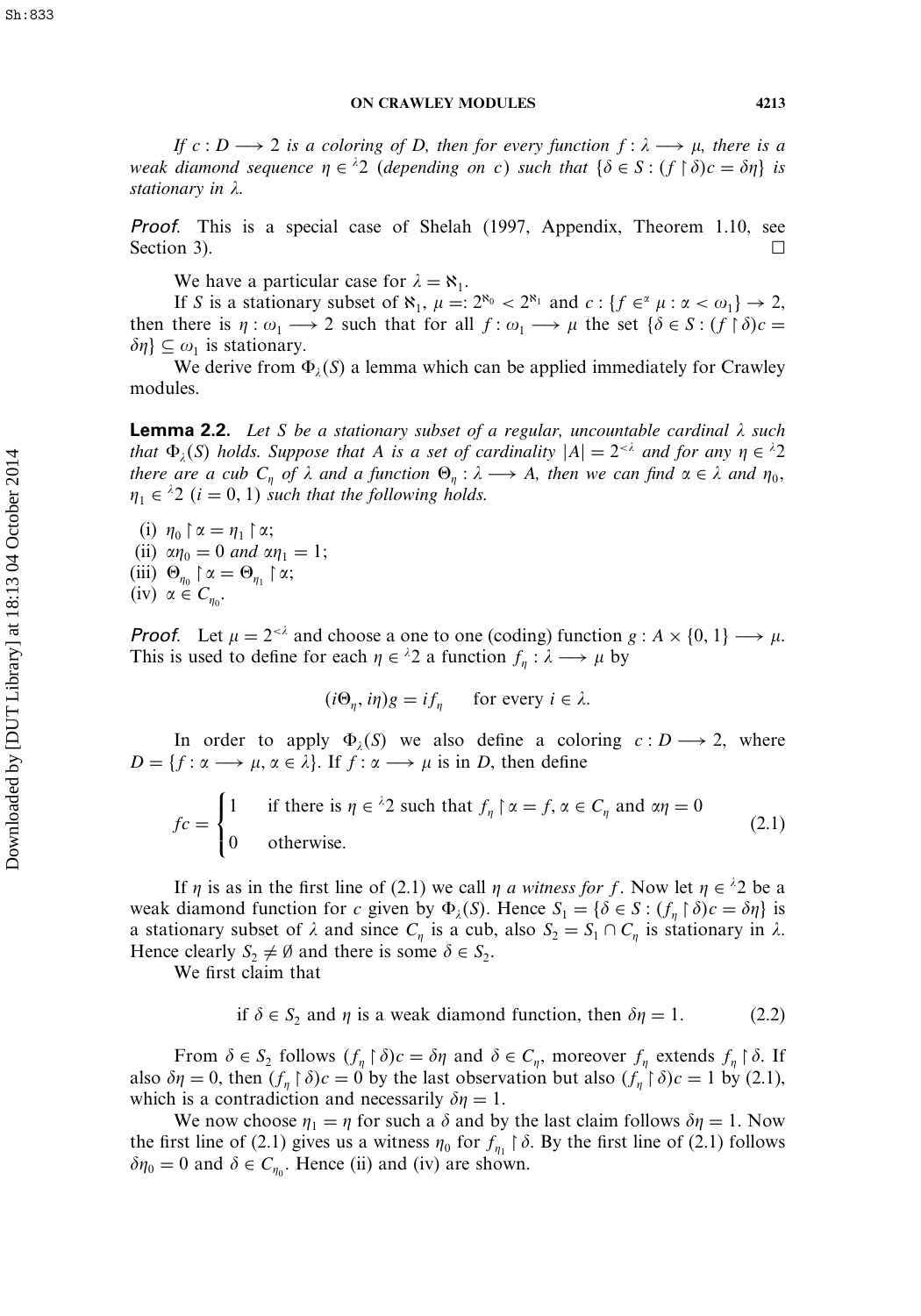*If $c : D \longrightarrow 2$ is a coloring of $D$, then for every function $f : \lambda \longrightarrow \mu$, there is a weak diamond sequence $\eta \in {}^{\lambda}2$ (depending on $c$) such that $\{\delta \in S : (f \restriction \delta)c = \delta\eta\}$ is stationary in $\lambda$.*

*Proof.* This is a special case of Shelah (1997, Appendix, Theorem 1.10, see Section 3). $\square$

We have a particular case for $\lambda = \aleph_1$.

If $S$ is a stationary subset of $\aleph_1$, $\mu =: 2^{\aleph_0} < 2^{\aleph_1}$ and $c : \{f \in^{\alpha} \mu : \alpha < \omega_1\} \to 2$, then there is $\eta : \omega_1 \longrightarrow 2$ such that for all $f : \omega_1 \longrightarrow \mu$ the set $\{\delta \in S : (f \restriction \delta)c = \delta\eta\} \subseteq \omega_1$ is stationary.

We derive from $\Phi_\lambda(S)$ a lemma which can be applied immediately for Crawley modules.

**Lemma 2.2.** *Let $S$ be a stationary subset of a regular, uncountable cardinal $\lambda$ such that $\Phi_\lambda(S)$ holds. Suppose that $A$ is a set of cardinality $|A| = 2^{<\lambda}$ and for any $\eta \in {}^{\lambda}2$ there are a cub $C_\eta$ of $\lambda$ and a function $\Theta_\eta : \lambda \longrightarrow A$, then we can find $\alpha \in \lambda$ and $\eta_0$, $\eta_1 \in {}^{\lambda}2$ $(i = 0, 1)$ such that the following holds.*

(i) $\eta_0 \restriction \alpha = \eta_1 \restriction \alpha$;
(ii) $\alpha\eta_0 = 0$ *and* $\alpha\eta_1 = 1$;
(iii) $\Theta_{\eta_0} \restriction \alpha = \Theta_{\eta_1} \restriction \alpha$;
(iv) $\alpha \in C_{\eta_0}$.

*Proof.* Let $\mu = 2^{<\lambda}$ and choose a one to one (coding) function $g : A \times \{0, 1\} \longrightarrow \mu$. This is used to define for each $\eta \in {}^{\lambda}2$ a function $f_\eta : \lambda \longrightarrow \mu$ by

$$(i\Theta_\eta, i\eta)g = if_\eta \qquad \text{for every } i \in \lambda.$$

In order to apply $\Phi_\lambda(S)$ we also define a coloring $c : D \longrightarrow 2$, where $D = \{f : \alpha \longrightarrow \mu, \alpha \in \lambda\}$. If $f : \alpha \longrightarrow \mu$ is in $D$, then define

$$fc = \begin{cases} 1 & \text{if there is } \eta \in {}^{\lambda}2 \text{ such that } f_\eta \restriction \alpha = f, \alpha \in C_\eta \text{ and } \alpha\eta = 0 \\ 0 & \text{otherwise.} \end{cases} \tag{2.1}$$

If $\eta$ is as in the first line of (2.1) we call $\eta$ *a witness for* $f$. Now let $\eta \in {}^{\lambda}2$ be a weak diamond function for $c$ given by $\Phi_\lambda(S)$. Hence $S_1 = \{\delta \in S : (f_\eta \restriction \delta)c = \delta\eta\}$ is a stationary subset of $\lambda$ and since $C_\eta$ is a cub, also $S_2 = S_1 \cap C_\eta$ is stationary in $\lambda$. Hence clearly $S_2 \neq \emptyset$ and there is some $\delta \in S_2$.

We first claim that

$$\text{if } \delta \in S_2 \text{ and } \eta \text{ is a weak diamond function, then } \delta\eta = 1. \tag{2.2}$$

From $\delta \in S_2$ follows $(f_\eta \restriction \delta)c = \delta\eta$ and $\delta \in C_\eta$, moreover $f_\eta$ extends $f_\eta \restriction \delta$. If also $\delta\eta = 0$, then $(f_\eta \restriction \delta)c = 0$ by the last observation but also $(f_\eta \restriction \delta)c = 1$ by (2.1), which is a contradiction and necessarily $\delta\eta = 1$.

We now choose $\eta_1 = \eta$ for such a $\delta$ and by the last claim follows $\delta\eta = 1$. Now the first line of (2.1) gives us a witness $\eta_0$ for $f_{\eta_1} \restriction \delta$. By the first line of (2.1) follows $\delta\eta_0 = 0$ and $\delta \in C_{\eta_0}$. Hence (ii) and (iv) are shown.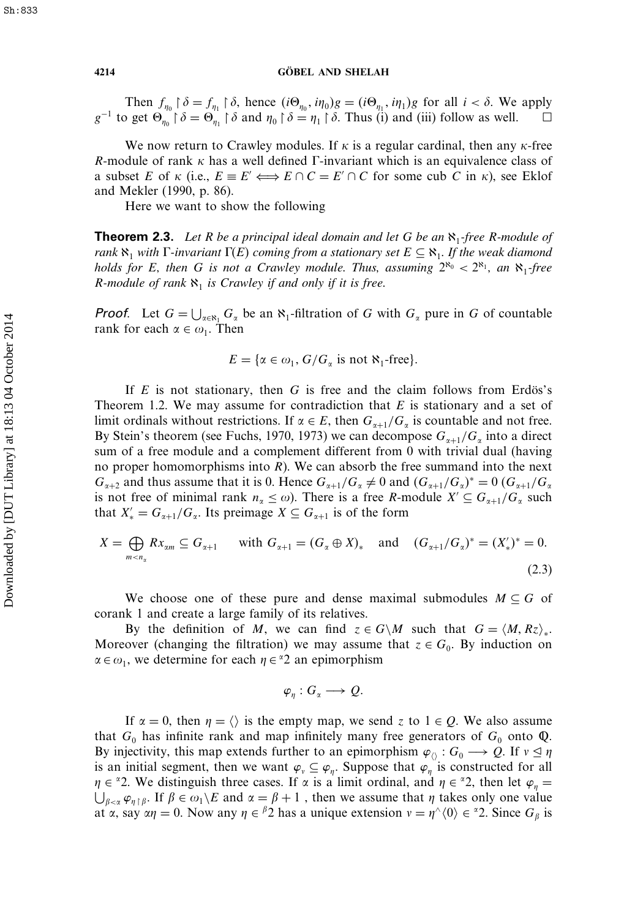Then $f_{\eta_0} \restriction \delta = f_{\eta_1} \restriction \delta$, hence $(i\Theta_{\eta_0}, i\eta_0)g = (i\Theta_{\eta_1}, i\eta_1)g$ for all $i < \delta$. We apply $g^{-1}$ to get $\Theta_{\eta_0} \restriction \delta = \Theta_{\eta_1} \restriction \delta$ and $\eta_0 \restriction \delta = \eta_1 \restriction \delta$. Thus (i) and (iii) follow as well. $\square$

We now return to Crawley modules. If $\kappa$ is a regular cardinal, then any $\kappa$-free $R$-module of rank $\kappa$ has a well defined $\Gamma$-invariant which is an equivalence class of a subset $E$ of $\kappa$ (i.e., $E \equiv E' \iff E \cap C = E' \cap C$ for some cub $C$ in $\kappa$), see Eklof and Mekler (1990, p. 86).

Here we want to show the following

**Theorem 2.3.** *Let $R$ be a principal ideal domain and let $G$ be an $\aleph_1$-free $R$-module of rank $\aleph_1$ with $\Gamma$-invariant $\Gamma(E)$ coming from a stationary set $E \subseteq \aleph_1$. If the weak diamond holds for $E$, then $G$ is not a Crawley module. Thus, assuming $2^{\aleph_0} < 2^{\aleph_1}$, an $\aleph_1$-free $R$-module of rank $\aleph_1$ is Crawley if and only if it is free.*

*Proof.* Let $G = \bigcup_{\alpha \in \aleph_1} G_\alpha$ be an $\aleph_1$-filtration of $G$ with $G_\alpha$ pure in $G$ of countable rank for each $\alpha \in \omega_1$. Then

$$E = \{\alpha \in \omega_1, G/G_\alpha \text{ is not } \aleph_1\text{-free}\}.$$

If $E$ is not stationary, then $G$ is free and the claim follows from Erdös's Theorem 1.2. We may assume for contradiction that $E$ is stationary and a set of limit ordinals without restrictions. If $\alpha \in E$, then $G_{\alpha+1}/G_\alpha$ is countable and not free. By Stein's theorem (see Fuchs, 1970, 1973) we can decompose $G_{\alpha+1}/G_\alpha$ into a direct sum of a free module and a complement different from 0 with trivial dual (having no proper homomorphisms into $R$). We can absorb the free summand into the next $G_{\alpha+2}$ and thus assume that it is 0. Hence $G_{\alpha+1}/G_\alpha \neq 0$ and $(G_{\alpha+1}/G_\alpha)^* = 0$ ($G_{\alpha+1}/G_\alpha$ is not free of minimal rank $n_\alpha \leq \omega$). There is a free $R$-module $X' \subseteq G_{\alpha+1}/G_\alpha$ such that $X'_* = G_{\alpha+1}/G_\alpha$. Its preimage $X \subseteq G_{\alpha+1}$ is of the form

$$X = \bigoplus_{m<n_\alpha} Rx_{\alpha m} \subseteq G_{\alpha+1} \qquad \text{with } G_{\alpha+1} = (G_\alpha \oplus X)_* \quad \text{and} \quad (G_{\alpha+1}/G_\alpha)^* = (X'_*)^* = 0. \tag{2.3}$$

We choose one of these pure and dense maximal submodules $M \subseteq G$ of corank 1 and create a large family of its relatives.

By the definition of $M$, we can find $z \in G \setminus M$ such that $G = \langle M, Rz \rangle_*$. Moreover (changing the filtration) we may assume that $z \in G_0$. By induction on $\alpha \in \omega_1$, we determine for each $\eta \in {}^\alpha 2$ an epimorphism

$$\varphi_\eta : G_\alpha \longrightarrow Q.$$

If $\alpha = 0$, then $\eta = \langle\rangle$ is the empty map, we send $z$ to $1 \in Q$. We also assume that $G_0$ has infinite rank and map infinitely many free generators of $G_0$ onto $\mathbb{Q}$. By injectivity, this map extends further to an epimorphism $\varphi_{\langle\rangle} : G_0 \longrightarrow Q$. If $\nu \trianglelefteq \eta$ is an initial segment, then we want $\varphi_\nu \subseteq \varphi_\eta$. Suppose that $\varphi_\eta$ is constructed for all $\eta \in {}^\alpha 2$. We distinguish three cases. If $\alpha$ is a limit ordinal, and $\eta \in {}^\alpha 2$, then let $\varphi_\eta = \bigcup_{\beta<\alpha} \varphi_{\eta \restriction \beta}$. If $\beta \in \omega_1 \setminus E$ and $\alpha = \beta + 1$ , then we assume that $\eta$ takes only one value at $\alpha$, say $\alpha\eta = 0$. Now any $\eta \in {}^\beta 2$ has a unique extension $\nu = \eta^\wedge\langle 0 \rangle \in {}^\alpha 2$. Since $G_\beta$ is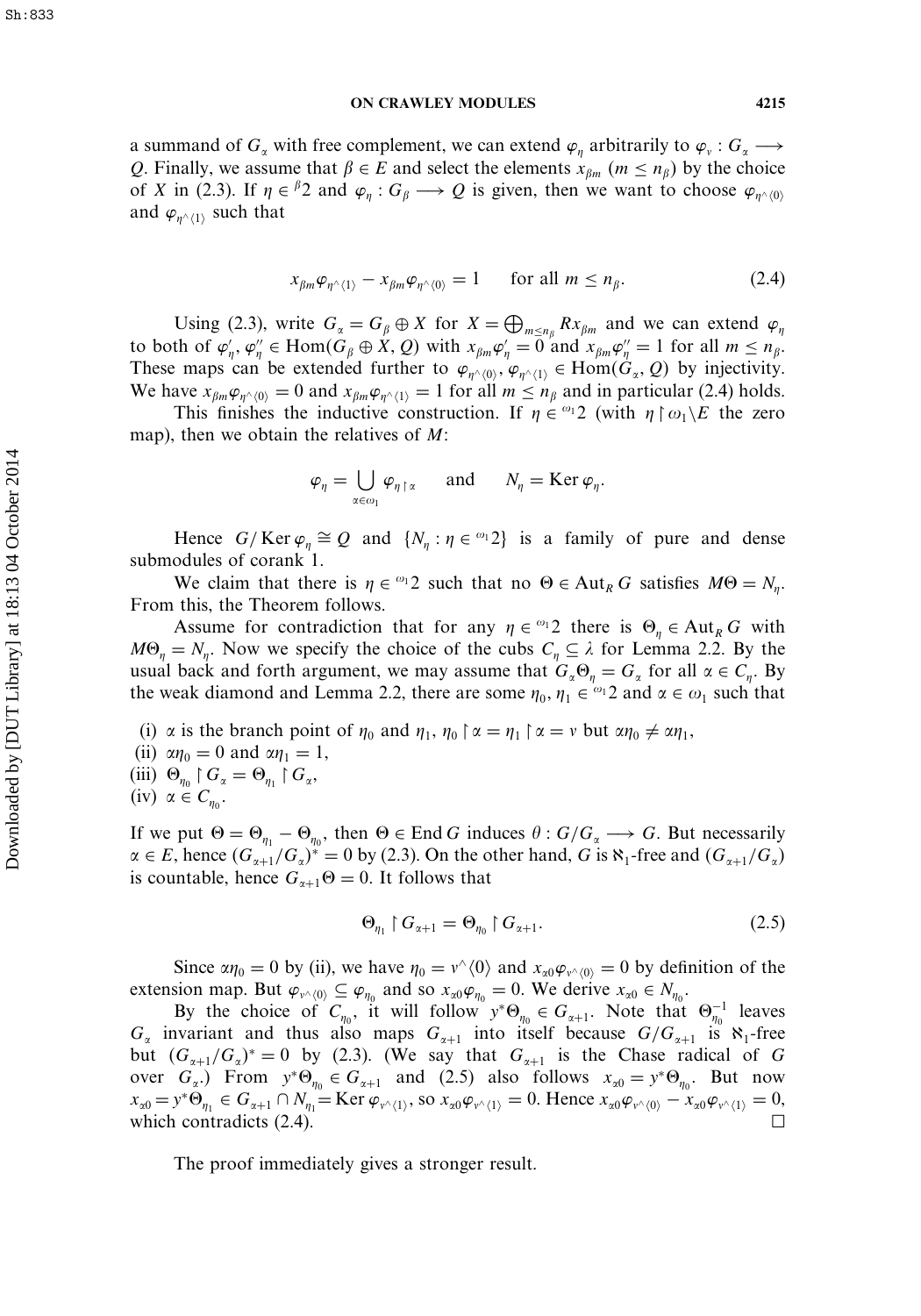a summand of $G_\alpha$ with free complement, we can extend $\varphi_\eta$ arbitrarily to $\varphi_\nu : G_\alpha \longrightarrow Q$. Finally, we assume that $\beta \in E$ and select the elements $x_{\beta m}$ ($m \leq n_\beta$) by the choice of $X$ in (2.3). If $\eta \in {}^\beta 2$ and $\varphi_\eta : G_\beta \longrightarrow Q$ is given, then we want to choose $\varphi_{\eta^\wedge\langle 0\rangle}$ and $\varphi_{\eta^\wedge\langle 1\rangle}$ such that

$$x_{\beta m}\varphi_{\eta^\wedge\langle 1\rangle} - x_{\beta m}\varphi_{\eta^\wedge\langle 0\rangle} = 1 \qquad \text{for all } m \leq n_\beta. \tag{2.4}$$

Using (2.3), write $G_\alpha = G_\beta \oplus X$ for $X = \bigoplus_{m\leq n_\beta} Rx_{\beta m}$ and we can extend $\varphi_\eta$ to both of $\varphi'_\eta, \varphi''_\eta \in \operatorname{Hom}(G_\beta \oplus X, Q)$ with $x_{\beta m}\varphi'_\eta = 0$ and $x_{\beta m}\varphi''_\eta = 1$ for all $m \leq n_\beta$. These maps can be extended further to $\varphi_{\eta^\wedge\langle 0\rangle}, \varphi_{\eta^\wedge\langle 1\rangle} \in \operatorname{Hom}(G_\alpha, Q)$ by injectivity. We have $x_{\beta m}\varphi_{\eta^\wedge\langle 0\rangle} = 0$ and $x_{\beta m}\varphi_{\eta^\wedge\langle 1\rangle} = 1$ for all $m \leq n_\beta$ and in particular (2.4) holds.

This finishes the inductive construction. If $\eta \in {}^{\omega_1}2$ (with $\eta \restriction \omega_1 \backslash E$ the zero map), then we obtain the relatives of $M$:

$$\varphi_\eta = \bigcup_{\alpha\in\omega_1} \varphi_{\eta\restriction\alpha} \qquad \text{and} \qquad N_\eta = \operatorname{Ker}\varphi_\eta.$$

Hence $G/\operatorname{Ker}\varphi_\eta \cong Q$ and $\{N_\eta : \eta \in {}^{\omega_1}2\}$ is a family of pure and dense submodules of corank 1.

We claim that there is $\eta \in {}^{\omega_1}2$ such that no $\Theta \in \operatorname{Aut}_R G$ satisfies $M\Theta = N_\eta$. From this, the Theorem follows.

Assume for contradiction that for any $\eta \in {}^{\omega_1}2$ there is $\Theta_\eta \in \operatorname{Aut}_R G$ with $M\Theta_\eta = N_\eta$. Now we specify the choice of the cubs $C_\eta \subseteq \lambda$ for Lemma 2.2. By the usual back and forth argument, we may assume that $G_\alpha\Theta_\eta = G_\alpha$ for all $\alpha \in C_\eta$. By the weak diamond and Lemma 2.2, there are some $\eta_0, \eta_1 \in {}^{\omega_1}2$ and $\alpha \in \omega_1$ such that

(i) $\alpha$ is the branch point of $\eta_0$ and $\eta_1$, $\eta_0 \restriction \alpha = \eta_1 \restriction \alpha = \nu$ but $\alpha\eta_0 \neq \alpha\eta_1$,
(ii) $\alpha\eta_0 = 0$ and $\alpha\eta_1 = 1$,
(iii) $\Theta_{\eta_0} \restriction G_\alpha = \Theta_{\eta_1} \restriction G_\alpha$,
(iv) $\alpha \in C_{\eta_0}$.

If we put $\Theta = \Theta_{\eta_1} - \Theta_{\eta_0}$, then $\Theta \in \operatorname{End} G$ induces $\theta : G/G_\alpha \longrightarrow G$. But necessarily $\alpha \in E$, hence $(G_{\alpha+1}/G_\alpha)^* = 0$ by (2.3). On the other hand, $G$ is $\aleph_1$-free and $(G_{\alpha+1}/G_\alpha)$ is countable, hence $G_{\alpha+1}\Theta = 0$. It follows that

$$\Theta_{\eta_1} \restriction G_{\alpha+1} = \Theta_{\eta_0} \restriction G_{\alpha+1}. \tag{2.5}$$

Since $\alpha\eta_0 = 0$ by (ii), we have $\eta_0 = \nu^\wedge\langle 0\rangle$ and $x_{\alpha 0}\varphi_{\nu^\wedge\langle 0\rangle} = 0$ by definition of the extension map. But $\varphi_{\nu^\wedge\langle 0\rangle} \subseteq \varphi_{\eta_0}$ and so $x_{\alpha 0}\varphi_{\eta_0} = 0$. We derive $x_{\alpha 0} \in N_{\eta_0}$.

By the choice of $C_{\eta_0}$, it will follow $y^*\Theta_{\eta_0} \in G_{\alpha+1}$. Note that $\Theta_{\eta_0}^{-1}$ leaves $G_\alpha$ invariant and thus also maps $G_{\alpha+1}$ into itself because $G/G_{\alpha+1}$ is $\aleph_1$-free but $(G_{\alpha+1}/G_\alpha)^* = 0$ by (2.3). (We say that $G_{\alpha+1}$ is the Chase radical of $G$ over $G_\alpha$.) From $y^*\Theta_{\eta_0} \in G_{\alpha+1}$ and (2.5) also follows $x_{\alpha 0} = y^*\Theta_{\eta_0}$. But now $x_{\alpha 0} = y^*\Theta_{\eta_1} \in G_{\alpha+1} \cap N_{\eta_1} = \operatorname{Ker}\varphi_{\nu^\wedge\langle 1\rangle}$, so $x_{\alpha 0}\varphi_{\nu^\wedge\langle 1\rangle} = 0$. Hence $x_{\alpha 0}\varphi_{\nu^\wedge\langle 0\rangle} - x_{\alpha 0}\varphi_{\nu^\wedge\langle 1\rangle} = 0$, which contradicts (2.4). $\square$

The proof immediately gives a stronger result.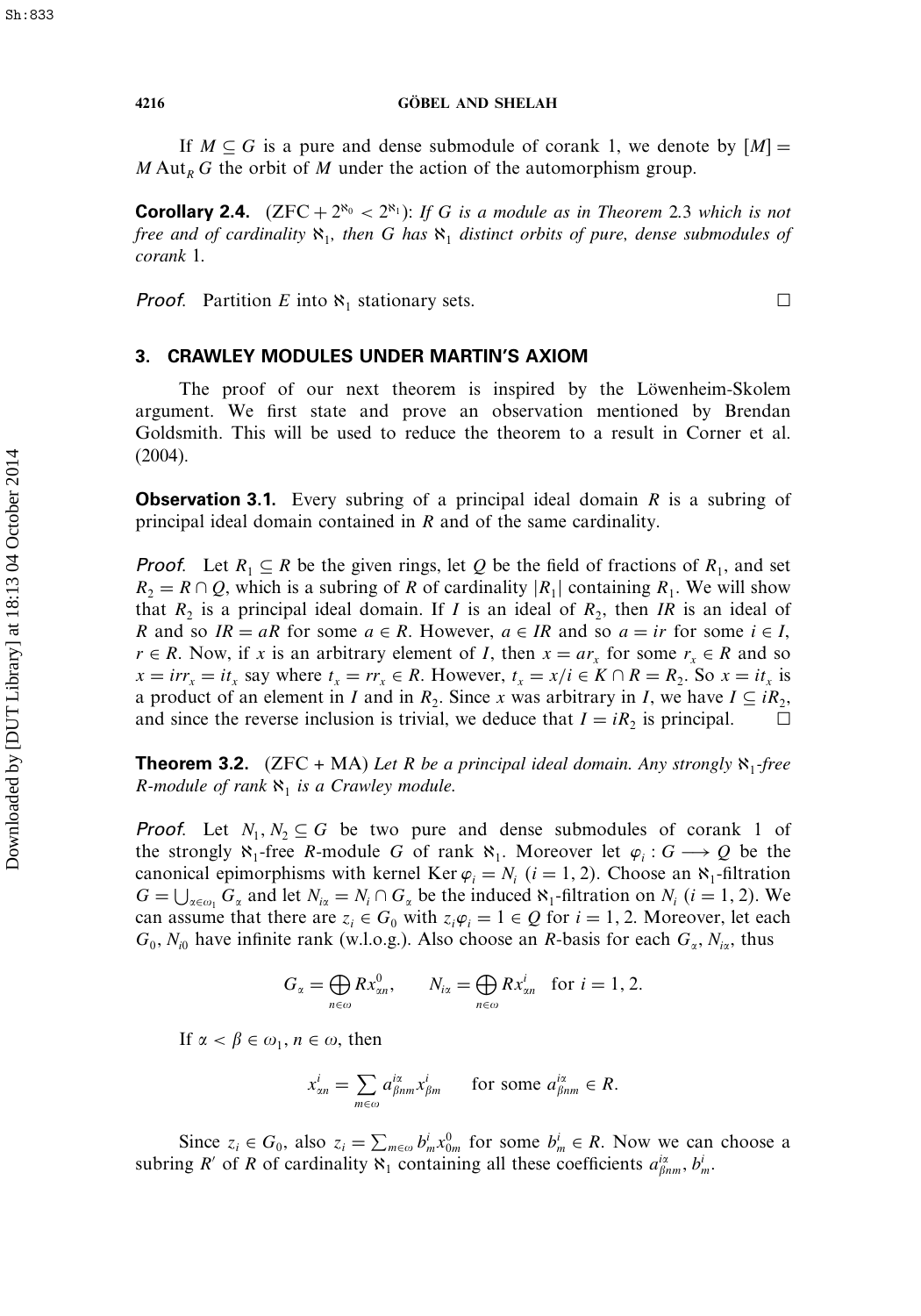If $M \subseteq G$ is a pure and dense submodule of corank 1, we denote by $[M] = M \operatorname{Aut}_R G$ the orbit of $M$ under the action of the automorphism group.

**Corollary 2.4.** $(\text{ZFC} + 2^{\aleph_0} < 2^{\aleph_1})$: *If $G$ is a module as in Theorem 2.3 which is not free and of cardinality $\aleph_1$, then $G$ has $\aleph_1$ distinct orbits of pure, dense submodules of corank 1.*

*Proof.* Partition $E$ into $\aleph_1$ stationary sets. $\square$

## 3. CRAWLEY MODULES UNDER MARTIN'S AXIOM

The proof of our next theorem is inspired by the Löwenheim-Skolem argument. We first state and prove an observation mentioned by Brendan Goldsmith. This will be used to reduce the theorem to a result in Corner et al. (2004).

**Observation 3.1.** Every subring of a principal ideal domain $R$ is a subring of principal ideal domain contained in $R$ and of the same cardinality.

*Proof.* Let $R_1 \subseteq R$ be the given rings, let $Q$ be the field of fractions of $R_1$, and set $R_2 = R \cap Q$, which is a subring of $R$ of cardinality $|R_1|$ containing $R_1$. We will show that $R_2$ is a principal ideal domain. If $I$ is an ideal of $R_2$, then $IR$ is an ideal of $R$ and so $IR = aR$ for some $a \in R$. However, $a \in IR$ and so $a = ir$ for some $i \in I$, $r \in R$. Now, if $x$ is an arbitrary element of $I$, then $x = ar_x$ for some $r_x \in R$ and so $x = irr_x = it_x$ say where $t_x = rr_x \in R$. However, $t_x = x/i \in K \cap R = R_2$. So $x = it_x$ is a product of an element in $I$ and in $R_2$. Since $x$ was arbitrary in $I$, we have $I \subseteq iR_2$, and since the reverse inclusion is trivial, we deduce that $I = iR_2$ is principal. $\square$

**Theorem 3.2.** (ZFC + MA) *Let $R$ be a principal ideal domain. Any strongly $\aleph_1$-free $R$-module of rank $\aleph_1$ is a Crawley module.*

*Proof.* Let $N_1, N_2 \subseteq G$ be two pure and dense submodules of corank 1 of the strongly $\aleph_1$-free $R$-module $G$ of rank $\aleph_1$. Moreover let $\varphi_i : G \longrightarrow Q$ be the canonical epimorphisms with kernel $\operatorname{Ker} \varphi_i = N_i$ $(i = 1, 2)$. Choose an $\aleph_1$-filtration $G = \bigcup_{\alpha \in \omega_1} G_\alpha$ and let $N_{i\alpha} = N_i \cap G_\alpha$ be the induced $\aleph_1$-filtration on $N_i$ $(i = 1, 2)$. We can assume that there are $z_i \in G_0$ with $z_i \varphi_i = 1 \in Q$ for $i = 1, 2$. Moreover, let each $G_0$, $N_{i0}$ have infinite rank (w.l.o.g.). Also choose an $R$-basis for each $G_\alpha$, $N_{i\alpha}$, thus

$$G_\alpha = \bigoplus_{n \in \omega} R x^0_{\alpha n}, \qquad N_{i\alpha} = \bigoplus_{n \in \omega} R x^i_{\alpha n} \quad \text{for } i = 1, 2.$$

If $\alpha < \beta \in \omega_1$, $n \in \omega$, then

$$x^i_{\alpha n} = \sum_{m \in \omega} a^{i\alpha}_{\beta n m} x^i_{\beta m} \qquad \text{for some } a^{i\alpha}_{\beta n m} \in R.$$

Since $z_i \in G_0$, also $z_i = \sum_{m \in \omega} b^i_m x^0_{0m}$ for some $b^i_m \in R$. Now we can choose a subring $R'$ of $R$ of cardinality $\aleph_1$ containing all these coefficients $a^{i\alpha}_{\beta n m}$, $b^i_m$.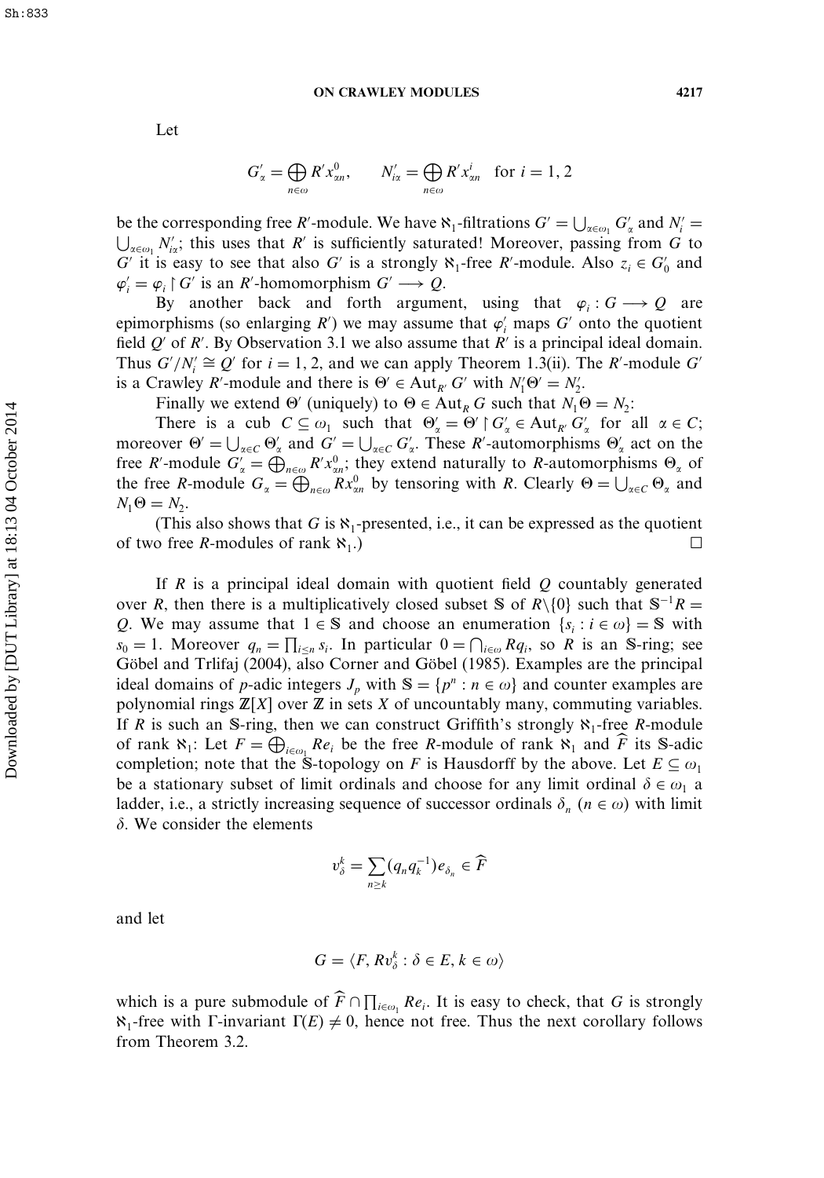Let

$$G'_\alpha = \bigoplus_{n\in\omega} R'x^0_{\alpha n}, \qquad N'_{i\alpha} = \bigoplus_{n\in\omega} R'x^i_{\alpha n} \quad \text{for } i = 1, 2$$

be the corresponding free $R'$-module. We have $\aleph_1$-filtrations $G' = \bigcup_{\alpha\in\omega_1} G'_\alpha$ and $N'_i = \bigcup_{\alpha\in\omega_1} N'_{i\alpha}$; this uses that $R'$ is sufficiently saturated! Moreover, passing from $G$ to $G'$ it is easy to see that also $G'$ is a strongly $\aleph_1$-free $R'$-module. Also $z_i \in G'_0$ and $\varphi'_i = \varphi_i \restriction G'$ is an $R'$-homomorphism $G' \longrightarrow Q$.

By another back and forth argument, using that $\varphi_i : G \longrightarrow Q$ are epimorphisms (so enlarging $R'$) we may assume that $\varphi'_i$ maps $G'$ onto the quotient field $Q'$ of $R'$. By Observation 3.1 we also assume that $R'$ is a principal ideal domain. Thus $G'/N'_i \cong Q'$ for $i = 1, 2$, and we can apply Theorem 1.3(ii). The $R'$-module $G'$ is a Crawley $R'$-module and there is $\Theta' \in \mathrm{Aut}_{R'} G'$ with $N'_1\Theta' = N'_2$.

Finally we extend $\Theta'$ (uniquely) to $\Theta \in \mathrm{Aut}_R G$ such that $N_1\Theta = N_2$:

There is a cub $C \subseteq \omega_1$ such that $\Theta'_\alpha = \Theta' \restriction G'_\alpha \in \mathrm{Aut}_{R'} G'_\alpha$ for all $\alpha \in C$; moreover $\Theta' = \bigcup_{\alpha\in C} \Theta'_\alpha$ and $G' = \bigcup_{\alpha\in C} G'_\alpha$. These $R'$-automorphisms $\Theta'_\alpha$ act on the free $R'$-module $G'_\alpha = \bigoplus_{n\in\omega} R'x^0_{\alpha n}$; they extend naturally to $R$-automorphisms $\Theta_\alpha$ of the free $R$-module $G_\alpha = \bigoplus_{n\in\omega} Rx^0_{\alpha n}$ by tensoring with $R$. Clearly $\Theta = \bigcup_{\alpha\in C} \Theta_\alpha$ and $N_1\Theta = N_2$.

(This also shows that $G$ is $\aleph_1$-presented, i.e., it can be expressed as the quotient of two free $R$-modules of rank $\aleph_1$.) $\square$

If $R$ is a principal ideal domain with quotient field $Q$ countably generated over $R$, then there is a multiplicatively closed subset $\mathbb{S}$ of $R\setminus\{0\}$ such that $\mathbb{S}^{-1}R = Q$. We may assume that $1 \in \mathbb{S}$ and choose an enumeration $\{s_i : i \in \omega\} = \mathbb{S}$ with $s_0 = 1$. Moreover $q_n = \prod_{i\le n} s_i$. In particular $0 = \bigcap_{i\in\omega} Rq_i$, so $R$ is an $\mathbb{S}$-ring; see Göbel and Trlifaj (2004), also Corner and Göbel (1985). Examples are the principal ideal domains of $p$-adic integers $J_p$ with $\mathbb{S} = \{p^n : n \in \omega\}$ and counter examples are polynomial rings $\mathbb{Z}[X]$ over $\mathbb{Z}$ in sets $X$ of uncountably many, commuting variables. If $R$ is such an $\mathbb{S}$-ring, then we can construct Griffith's strongly $\aleph_1$-free $R$-module of rank $\aleph_1$: Let $F = \bigoplus_{i\in\omega_1} Re_i$ be the free $R$-module of rank $\aleph_1$ and $\widehat{F}$ its $\mathbb{S}$-adic completion; note that the $\mathbb{S}$-topology on $F$ is Hausdorff by the above. Let $E \subseteq \omega_1$ be a stationary subset of limit ordinals and choose for any limit ordinal $\delta \in \omega_1$ a ladder, i.e., a strictly increasing sequence of successor ordinals $\delta_n$ ($n \in \omega$) with limit $\delta$. We consider the elements

$$v^k_\delta = \sum_{n\ge k} (q_n q_k^{-1}) e_{\delta_n} \in \widehat{F}$$

and let

$$G = \langle F, Rv^k_\delta : \delta \in E, k \in \omega\rangle$$

which is a pure submodule of $\widehat{F} \cap \prod_{i\in\omega_1} Re_i$. It is easy to check, that $G$ is strongly $\aleph_1$-free with $\Gamma$-invariant $\Gamma(E) \neq 0$, hence not free. Thus the next corollary follows from Theorem 3.2.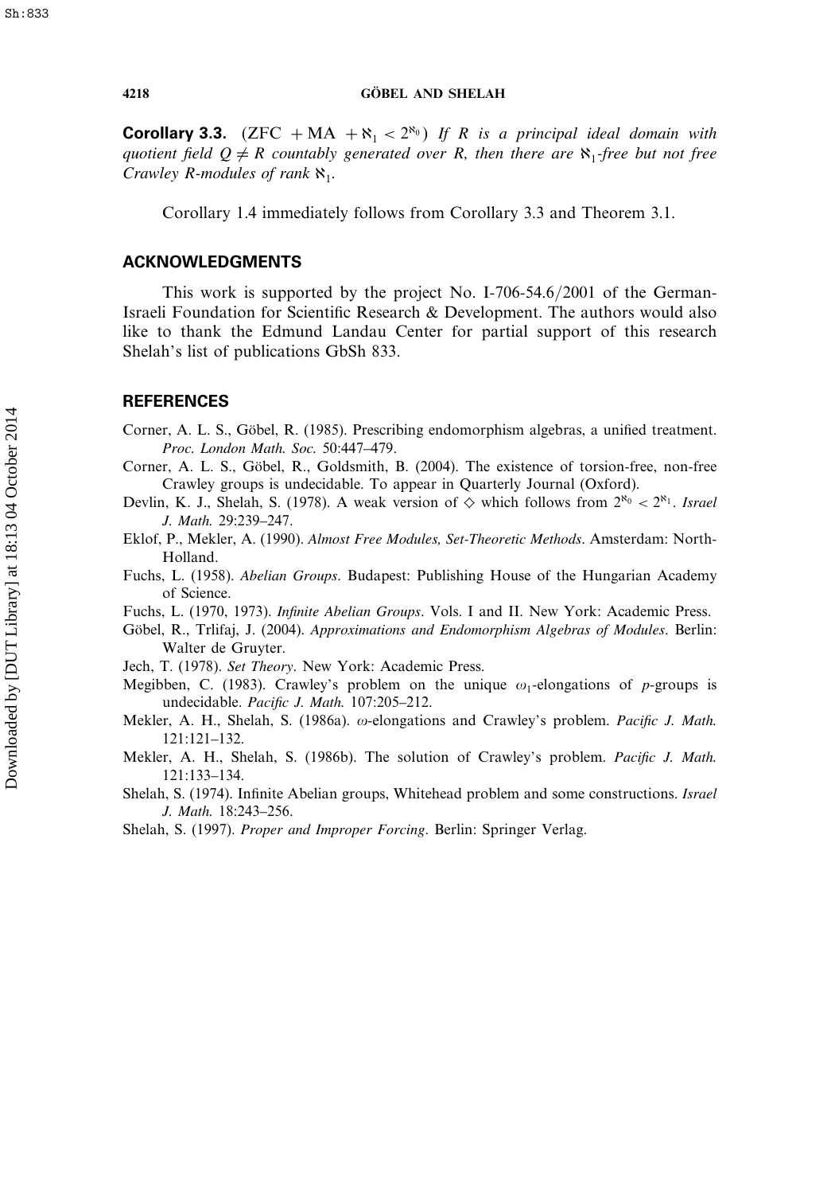**Corollary 3.3.** (ZFC $+\mathrm{MA}$ $+\aleph_1 < 2^{\aleph_0}$) *If $R$ is a principal ideal domain with quotient field $Q \neq R$ countably generated over $R$, then there are $\aleph_1$-free but not free Crawley $R$-modules of rank $\aleph_1$.*

Corollary 1.4 immediately follows from Corollary 3.3 and Theorem 3.1.

## ACKNOWLEDGMENTS

This work is supported by the project No. I-706-54.6/2001 of the German-Israeli Foundation for Scientific Research & Development. The authors would also like to thank the Edmund Landau Center for partial support of this research Shelah's list of publications GbSh 833.

## REFERENCES

Corner, A. L. S., Göbel, R. (1985). Prescribing endomorphism algebras, a unified treatment. *Proc. London Math. Soc.* 50:447–479.

Corner, A. L. S., Göbel, R., Goldsmith, B. (2004). The existence of torsion-free, non-free Crawley groups is undecidable. To appear in Quarterly Journal (Oxford).

Devlin, K. J., Shelah, S. (1978). A weak version of $\diamond$ which follows from $2^{\aleph_0} < 2^{\aleph_1}$. *Israel J. Math.* 29:239–247.

Eklof, P., Mekler, A. (1990). *Almost Free Modules, Set-Theoretic Methods*. Amsterdam: North-Holland.

Fuchs, L. (1958). *Abelian Groups*. Budapest: Publishing House of the Hungarian Academy of Science.

Fuchs, L. (1970, 1973). *Infinite Abelian Groups*. Vols. I and II. New York: Academic Press.

Göbel, R., Trlifaj, J. (2004). *Approximations and Endomorphism Algebras of Modules*. Berlin: Walter de Gruyter.

Jech, T. (1978). *Set Theory*. New York: Academic Press.

Megibben, C. (1983). Crawley's problem on the unique $\omega_1$-elongations of $p$-groups is undecidable. *Pacific J. Math.* 107:205–212.

Mekler, A. H., Shelah, S. (1986a). $\omega$-elongations and Crawley's problem. *Pacific J. Math.* 121:121–132.

Mekler, A. H., Shelah, S. (1986b). The solution of Crawley's problem. *Pacific J. Math.* 121:133–134.

Shelah, S. (1974). Infinite Abelian groups, Whitehead problem and some constructions. *Israel J. Math.* 18:243–256.

Shelah, S. (1997). *Proper and Improper Forcing*. Berlin: Springer Verlag.